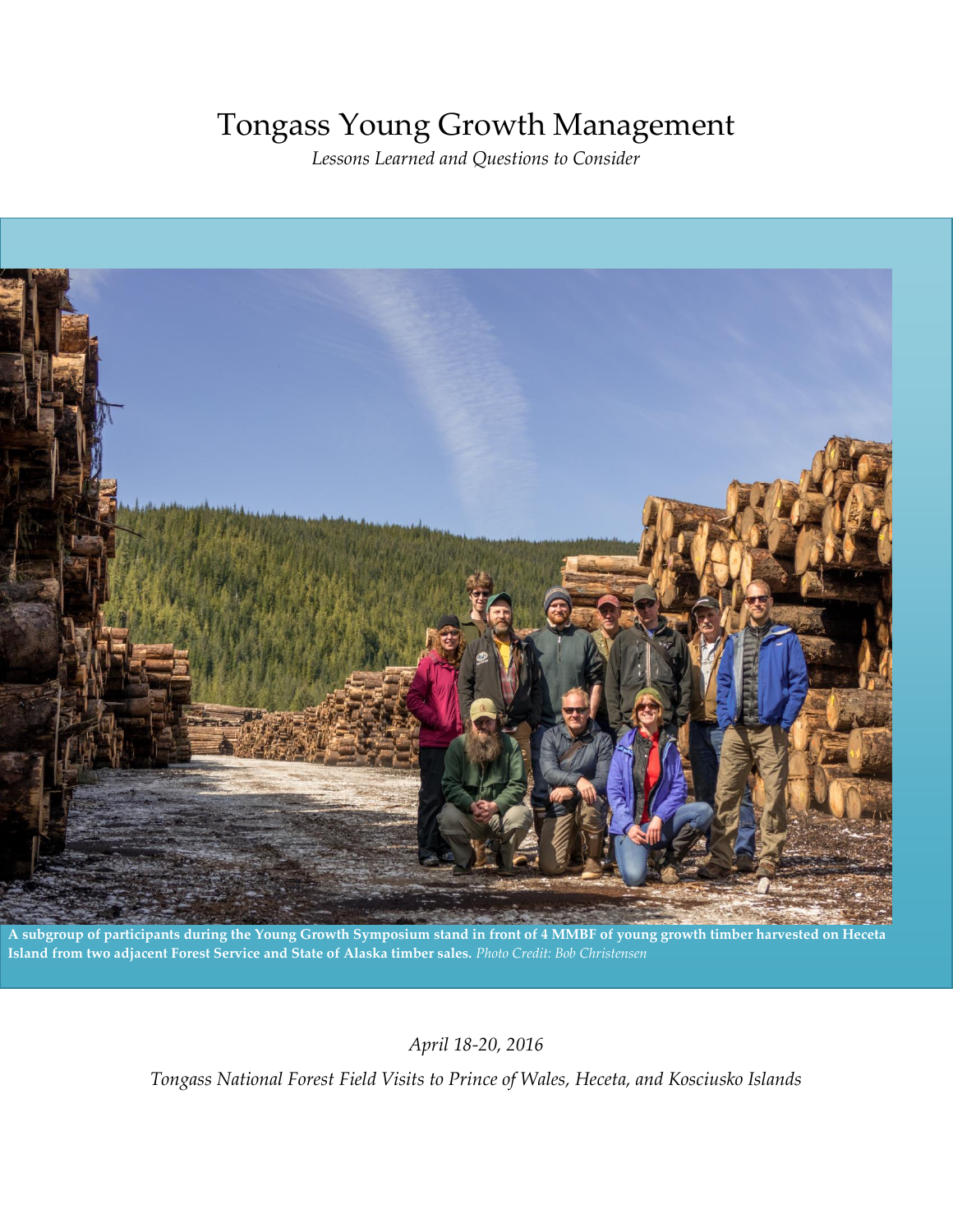# Tongass Young Growth Management

*Lessons Learned and Questions to Consider*

**A subgroup of participants during the Young Growth Symposium stand in front of 4 MMBF of young growth timber harvested on Heceta Island from two adjacent Forest Service and State of Alaska timber sales.** *Photo Credit: Bob Christensen*

*April 18-20, 2016*

*Tongass National Forest Field Visits to Prince of Wales, Heceta, and Kosciusko Islands*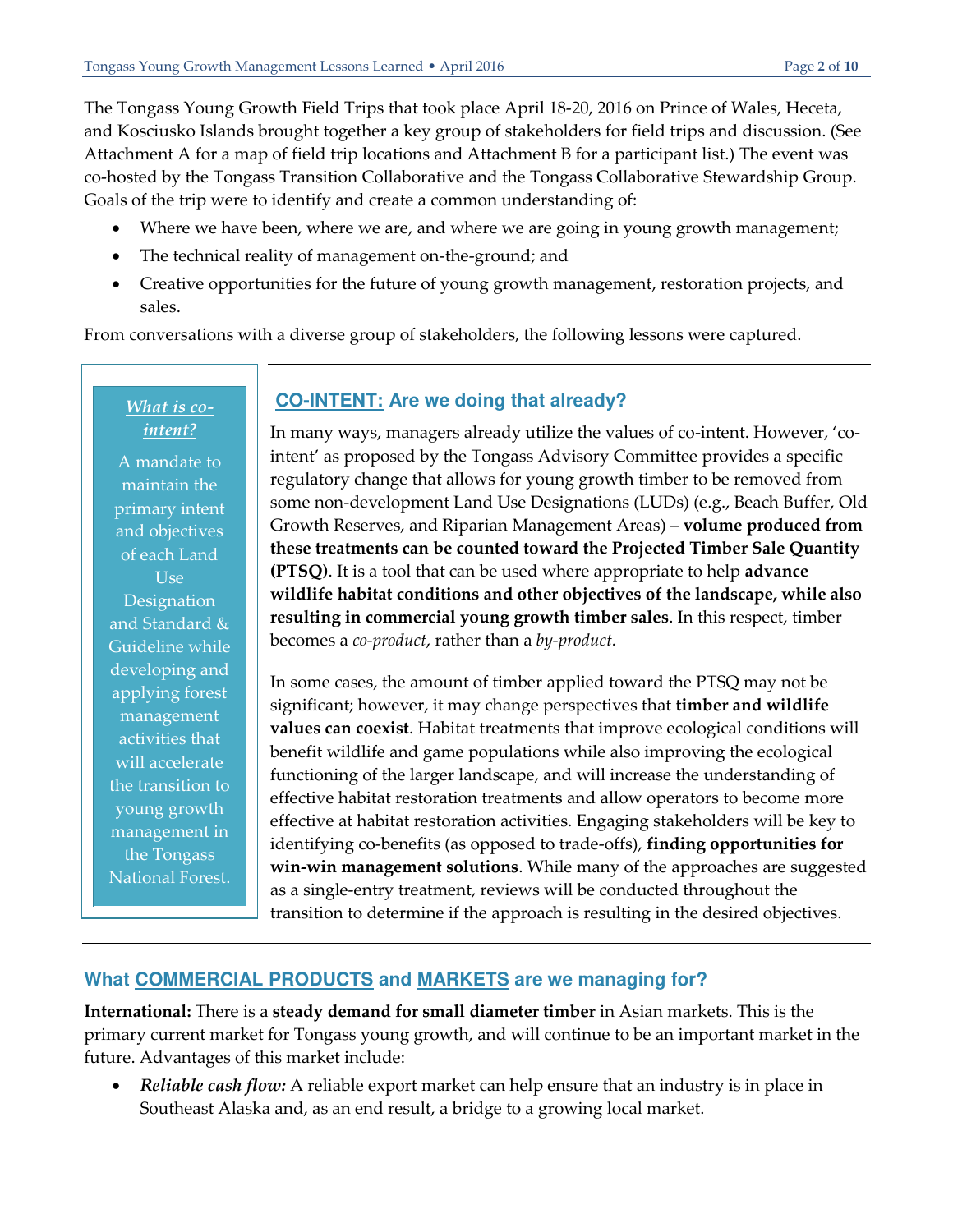The Tongass Young Growth Field Trips that took place April 18-20, 2016 on Prince of Wales, Heceta, and Kosciusko Islands brought together a key group of stakeholders for field trips and discussion. (See Attachment A for a map of field trip locations and Attachment B for a participant list.) The event was co-hosted by the Tongass Transition Collaborative and the Tongass Collaborative Stewardship Group. Goals of the trip were to identify and create a common understanding of:

- Where we have been, where we are, and where we are going in young growth management;
- The technical reality of management on-the-ground; and
- Creative opportunities for the future of young growth management, restoration projects, and sales.

From conversations with a diverse group of stakeholders, the following lessons were captured.

> ***What is co-intent?***
>
> A mandate to maintain the primary intent and objectives of each Land Use Designation and Standard & Guideline while developing and applying forest management activities that will accelerate the transition to young growth management in the Tongass National Forest.

## CO-INTENT: Are we doing that already?

In many ways, managers already utilize the values of co-intent. However, 'co-intent' as proposed by the Tongass Advisory Committee provides a specific regulatory change that allows for young growth timber to be removed from some non-development Land Use Designations (LUDs) (e.g., Beach Buffer, Old Growth Reserves, and Riparian Management Areas) – **volume produced from these treatments can be counted toward the Projected Timber Sale Quantity (PTSQ)**. It is a tool that can be used where appropriate to help **advance wildlife habitat conditions and other objectives of the landscape, while also resulting in commercial young growth timber sales**. In this respect, timber becomes a *co-product*, rather than a *by-product.*

In some cases, the amount of timber applied toward the PTSQ may not be significant; however, it may change perspectives that **timber and wildlife values can coexist**. Habitat treatments that improve ecological conditions will benefit wildlife and game populations while also improving the ecological functioning of the larger landscape, and will increase the understanding of effective habitat restoration treatments and allow operators to become more effective at habitat restoration activities. Engaging stakeholders will be key to identifying co-benefits (as opposed to trade-offs), **finding opportunities for win-win management solutions**. While many of the approaches are suggested as a single-entry treatment, reviews will be conducted throughout the transition to determine if the approach is resulting in the desired objectives.

## What COMMERCIAL PRODUCTS and MARKETS are we managing for?

**International:** There is a **steady demand for small diameter timber** in Asian markets. This is the primary current market for Tongass young growth, and will continue to be an important market in the future. Advantages of this market include:

- ***Reliable cash flow:*** A reliable export market can help ensure that an industry is in place in Southeast Alaska and, as an end result, a bridge to a growing local market.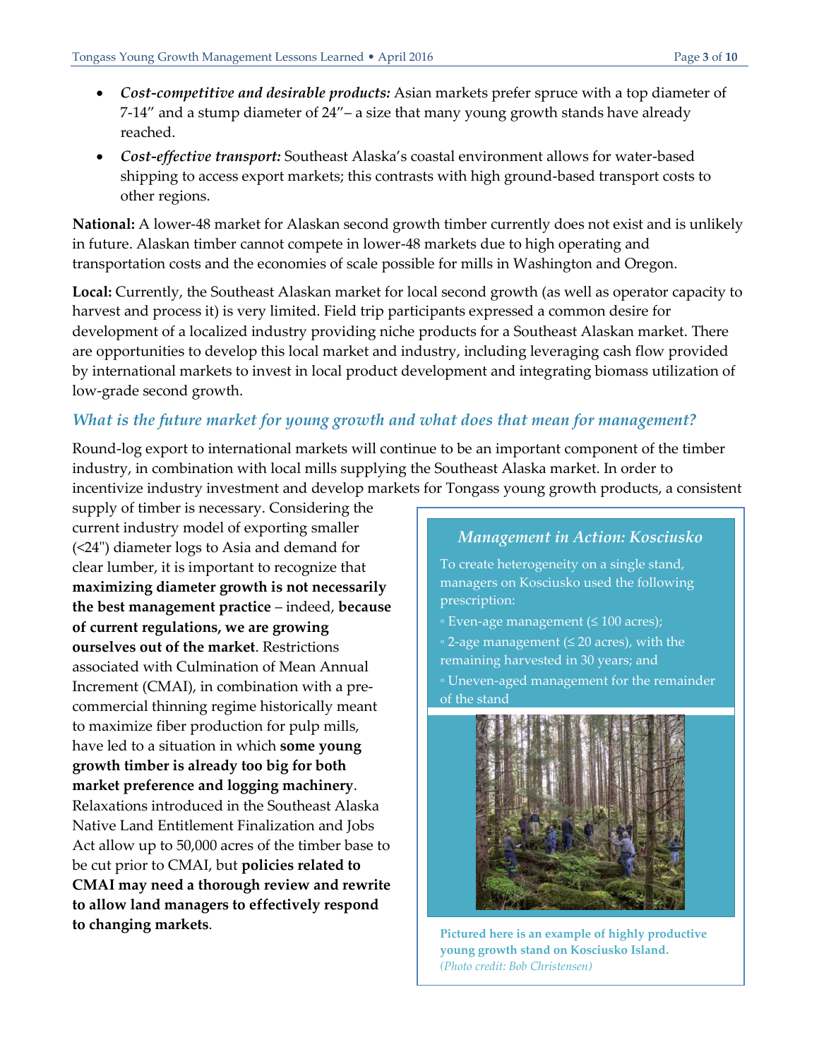- ***Cost-competitive and desirable products:*** Asian markets prefer spruce with a top diameter of 7-14" and a stump diameter of 24"– a size that many young growth stands have already reached.
- ***Cost-effective transport:*** Southeast Alaska's coastal environment allows for water-based shipping to access export markets; this contrasts with high ground-based transport costs to other regions.

**National:** A lower-48 market for Alaskan second growth timber currently does not exist and is unlikely in future. Alaskan timber cannot compete in lower-48 markets due to high operating and transportation costs and the economies of scale possible for mills in Washington and Oregon.

**Local:** Currently, the Southeast Alaskan market for local second growth (as well as operator capacity to harvest and process it) is very limited. Field trip participants expressed a common desire for development of a localized industry providing niche products for a Southeast Alaskan market. There are opportunities to develop this local market and industry, including leveraging cash flow provided by international markets to invest in local product development and integrating biomass utilization of low-grade second growth.

### *What is the future market for young growth and what does that mean for management?*

Round-log export to international markets will continue to be an important component of the timber industry, in combination with local mills supplying the Southeast Alaska market. In order to incentivize industry investment and develop markets for Tongass young growth products, a consistent supply of timber is necessary. Considering the current industry model of exporting smaller (<24") diameter logs to Asia and demand for clear lumber, it is important to recognize that **maximizing diameter growth is not necessarily the best management practice** – indeed, **because of current regulations, we are growing ourselves out of the market**. Restrictions associated with Culmination of Mean Annual Increment (CMAI), in combination with a pre-commercial thinning regime historically meant to maximize fiber production for pulp mills, have led to a situation in which **some young growth timber is already too big for both market preference and logging machinery**. Relaxations introduced in the Southeast Alaska Native Land Entitlement Finalization and Jobs Act allow up to 50,000 acres of the timber base to be cut prior to CMAI, but **policies related to CMAI may need a thorough review and rewrite to allow land managers to effectively respond to changing markets**.

#### *Management in Action: Kosciusko*

To create heterogeneity on a single stand, managers on Kosciusko used the following prescription:

- Even-age management (≤ 100 acres);
- 2-age management (≤ 20 acres), with the remaining harvested in 30 years; and
- Uneven-aged management for the remainder of the stand

**Pictured here is an example of highly productive young growth stand on Kosciusko Island.**
*(Photo credit: Bob Christensen)*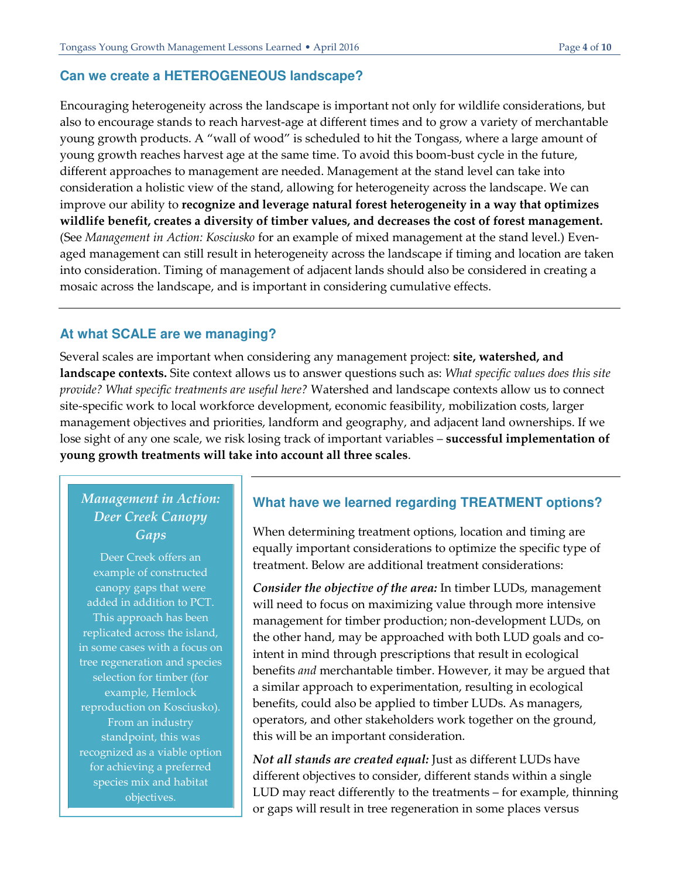## Can we create a HETEROGENEOUS landscape?

Encouraging heterogeneity across the landscape is important not only for wildlife considerations, but also to encourage stands to reach harvest-age at different times and to grow a variety of merchantable young growth products. A "wall of wood" is scheduled to hit the Tongass, where a large amount of young growth reaches harvest age at the same time. To avoid this boom-bust cycle in the future, different approaches to management are needed. Management at the stand level can take into consideration a holistic view of the stand, allowing for heterogeneity across the landscape. We can improve our ability to **recognize and leverage natural forest heterogeneity in a way that optimizes wildlife benefit, creates a diversity of timber values, and decreases the cost of forest management.** (See *Management in Action: Kosciusko* for an example of mixed management at the stand level.) Even-aged management can still result in heterogeneity across the landscape if timing and location are taken into consideration. Timing of management of adjacent lands should also be considered in creating a mosaic across the landscape, and is important in considering cumulative effects.

## At what SCALE are we managing?

Several scales are important when considering any management project: **site, watershed, and landscape contexts.** Site context allows us to answer questions such as: *What specific values does this site provide? What specific treatments are useful here?* Watershed and landscape contexts allow us to connect site-specific work to local workforce development, economic feasibility, mobilization costs, larger management objectives and priorities, landform and geography, and adjacent land ownerships. If we lose sight of any one scale, we risk losing track of important variables – **successful implementation of young growth treatments will take into account all three scales**.

### *Management in Action: Deer Creek Canopy Gaps*

Deer Creek offers an example of constructed canopy gaps that were added in addition to PCT. This approach has been replicated across the island, in some cases with a focus on tree regeneration and species selection for timber (for example, Hemlock reproduction on Kosciusko). From an industry standpoint, this was recognized as a viable option for achieving a preferred species mix and habitat objectives.

## What have we learned regarding TREATMENT options?

When determining treatment options, location and timing are equally important considerations to optimize the specific type of treatment. Below are additional treatment considerations:

***Consider the objective of the area:*** In timber LUDs, management will need to focus on maximizing value through more intensive management for timber production; non-development LUDs, on the other hand, may be approached with both LUD goals and co-intent in mind through prescriptions that result in ecological benefits *and* merchantable timber. However, it may be argued that a similar approach to experimentation, resulting in ecological benefits, could also be applied to timber LUDs. As managers, operators, and other stakeholders work together on the ground, this will be an important consideration.

***Not all stands are created equal:*** Just as different LUDs have different objectives to consider, different stands within a single LUD may react differently to the treatments – for example, thinning or gaps will result in tree regeneration in some places versus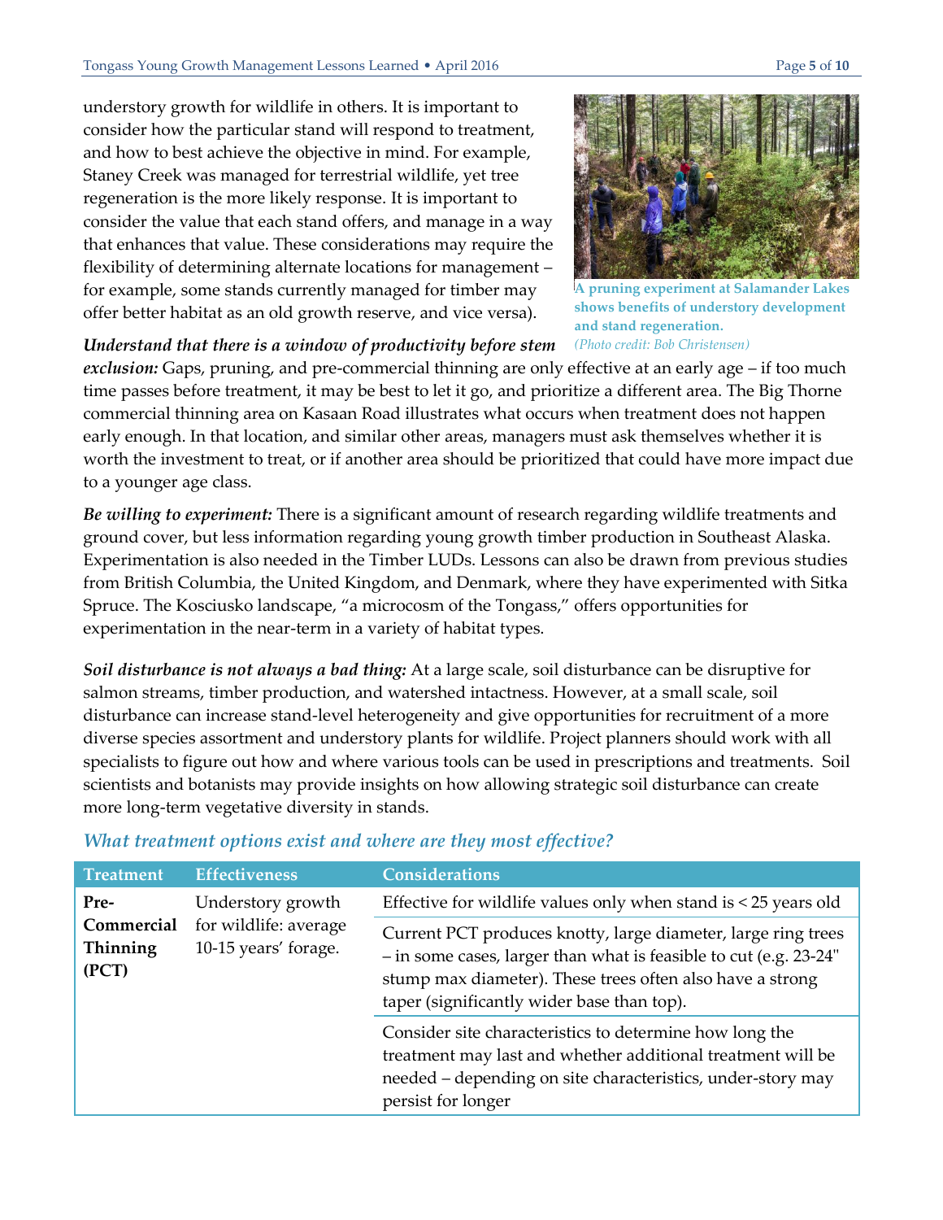understory growth for wildlife in others. It is important to consider how the particular stand will respond to treatment, and how to best achieve the objective in mind. For example, Staney Creek was managed for terrestrial wildlife, yet tree regeneration is the more likely response. It is important to consider the value that each stand offers, and manage in a way that enhances that value. These considerations may require the flexibility of determining alternate locations for management – for example, some stands currently managed for timber may offer better habitat as an old growth reserve, and vice versa).

**A pruning experiment at Salamander Lakes shows benefits of understory development and stand regeneration.** *(Photo credit: Bob Christensen)*

***Understand that there is a window of productivity before stem exclusion:*** Gaps, pruning, and pre-commercial thinning are only effective at an early age – if too much time passes before treatment, it may be best to let it go, and prioritize a different area. The Big Thorne commercial thinning area on Kasaan Road illustrates what occurs when treatment does not happen early enough. In that location, and similar other areas, managers must ask themselves whether it is worth the investment to treat, or if another area should be prioritized that could have more impact due to a younger age class.

***Be willing to experiment:*** There is a significant amount of research regarding wildlife treatments and ground cover, but less information regarding young growth timber production in Southeast Alaska. Experimentation is also needed in the Timber LUDs. Lessons can also be drawn from previous studies from British Columbia, the United Kingdom, and Denmark, where they have experimented with Sitka Spruce. The Kosciusko landscape, "a microcosm of the Tongass," offers opportunities for experimentation in the near-term in a variety of habitat types.

***Soil disturbance is not always a bad thing:*** At a large scale, soil disturbance can be disruptive for salmon streams, timber production, and watershed intactness. However, at a small scale, soil disturbance can increase stand-level heterogeneity and give opportunities for recruitment of a more diverse species assortment and understory plants for wildlife. Project planners should work with all specialists to figure out how and where various tools can be used in prescriptions and treatments. Soil scientists and botanists may provide insights on how allowing strategic soil disturbance can create more long-term vegetative diversity in stands.

### *What treatment options exist and where are they most effective?*

| Treatment | Effectiveness | Considerations |
|---|---|---|
| **Pre-Commercial Thinning (PCT)** | Understory growth for wildlife: average 10-15 years' forage. | Effective for wildlife values only when stand is < 25 years old |
| | | Current PCT produces knotty, large diameter, large ring trees – in some cases, larger than what is feasible to cut (e.g. 23-24" stump max diameter). These trees often also have a strong taper (significantly wider base than top). |
| | | Consider site characteristics to determine how long the treatment may last and whether additional treatment will be needed – depending on site characteristics, under-story may persist for longer |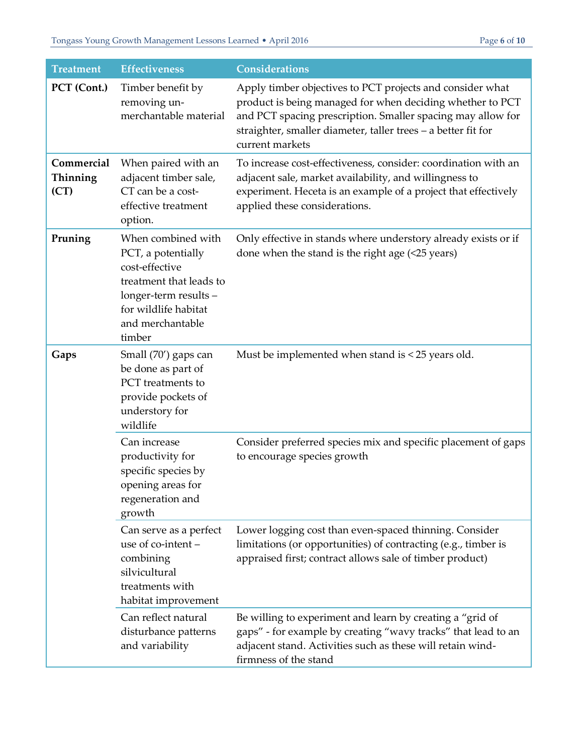| Treatment | Effectiveness | Considerations |
|---|---|---|
| **PCT (Cont.)** | Timber benefit by removing un-merchantable material | Apply timber objectives to PCT projects and consider what product is being managed for when deciding whether to PCT and PCT spacing prescription. Smaller spacing may allow for straighter, smaller diameter, taller trees – a better fit for current markets |
| **Commercial Thinning (CT)** | When paired with an adjacent timber sale, CT can be a cost-effective treatment option. | To increase cost-effectiveness, consider: coordination with an adjacent sale, market availability, and willingness to experiment. Heceta is an example of a project that effectively applied these considerations. |
| **Pruning** | When combined with PCT, a potentially cost-effective treatment that leads to longer-term results – for wildlife habitat and merchantable timber | Only effective in stands where understory already exists or if done when the stand is the right age (<25 years) |
| **Gaps** | Small (70') gaps can be done as part of PCT treatments to provide pockets of understory for wildlife | Must be implemented when stand is < 25 years old. |
| | Can increase productivity for specific species by opening areas for regeneration and growth | Consider preferred species mix and specific placement of gaps to encourage species growth |
| | Can serve as a perfect use of co-intent – combining silvicultural treatments with habitat improvement | Lower logging cost than even-spaced thinning. Consider limitations (or opportunities) of contracting (e.g., timber is appraised first; contract allows sale of timber product) |
| | Can reflect natural disturbance patterns and variability | Be willing to experiment and learn by creating a "grid of gaps" - for example by creating "wavy tracks" that lead to an adjacent stand. Activities such as these will retain wind-firmness of the stand |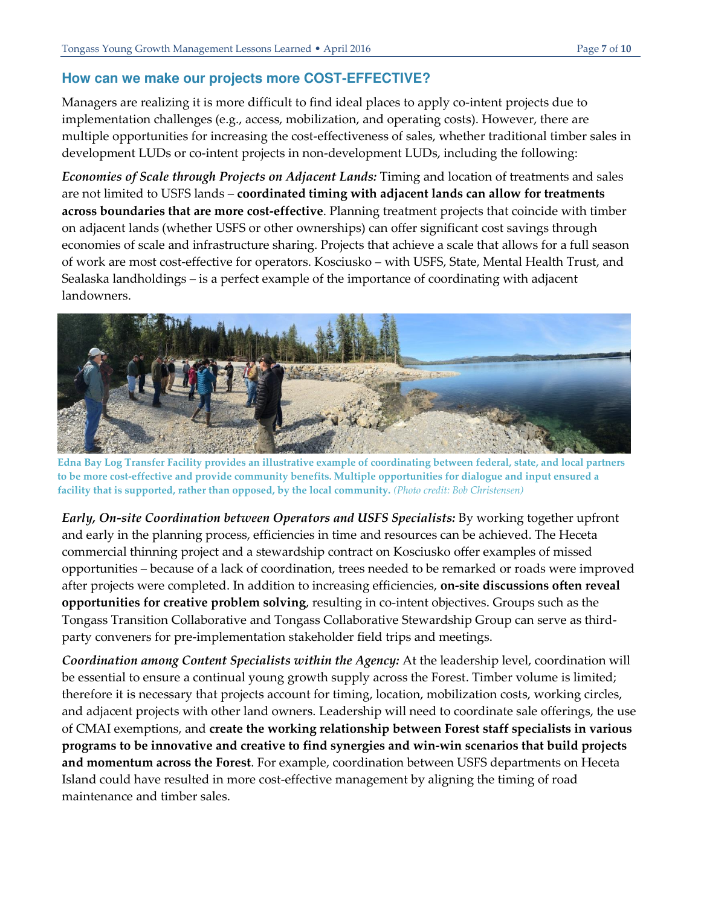## How can we make our projects more COST-EFFECTIVE?

Managers are realizing it is more difficult to find ideal places to apply co-intent projects due to implementation challenges (e.g., access, mobilization, and operating costs). However, there are multiple opportunities for increasing the cost-effectiveness of sales, whether traditional timber sales in development LUDs or co-intent projects in non-development LUDs, including the following:

***Economies of Scale through Projects on Adjacent Lands:*** Timing and location of treatments and sales are not limited to USFS lands – **coordinated timing with adjacent lands can allow for treatments across boundaries that are more cost-effective**. Planning treatment projects that coincide with timber on adjacent lands (whether USFS or other ownerships) can offer significant cost savings through economies of scale and infrastructure sharing. Projects that achieve a scale that allows for a full season of work are most cost-effective for operators. Kosciusko – with USFS, State, Mental Health Trust, and Sealaska landholdings – is a perfect example of the importance of coordinating with adjacent landowners.

**Edna Bay Log Transfer Facility provides an illustrative example of coordinating between federal, state, and local partners to be more cost-effective and provide community benefits. Multiple opportunities for dialogue and input ensured a facility that is supported, rather than opposed, by the local community.** *(Photo credit: Bob Christensen)*

***Early, On-site Coordination between Operators and USFS Specialists:*** By working together upfront and early in the planning process, efficiencies in time and resources can be achieved. The Heceta commercial thinning project and a stewardship contract on Kosciusko offer examples of missed opportunities – because of a lack of coordination, trees needed to be remarked or roads were improved after projects were completed. In addition to increasing efficiencies, **on-site discussions often reveal opportunities for creative problem solving**, resulting in co-intent objectives. Groups such as the Tongass Transition Collaborative and Tongass Collaborative Stewardship Group can serve as third-party conveners for pre-implementation stakeholder field trips and meetings.

***Coordination among Content Specialists within the Agency:*** At the leadership level, coordination will be essential to ensure a continual young growth supply across the Forest. Timber volume is limited; therefore it is necessary that projects account for timing, location, mobilization costs, working circles, and adjacent projects with other land owners. Leadership will need to coordinate sale offerings, the use of CMAI exemptions, and **create the working relationship between Forest staff specialists in various programs to be innovative and creative to find synergies and win-win scenarios that build projects and momentum across the Forest**. For example, coordination between USFS departments on Heceta Island could have resulted in more cost-effective management by aligning the timing of road maintenance and timber sales.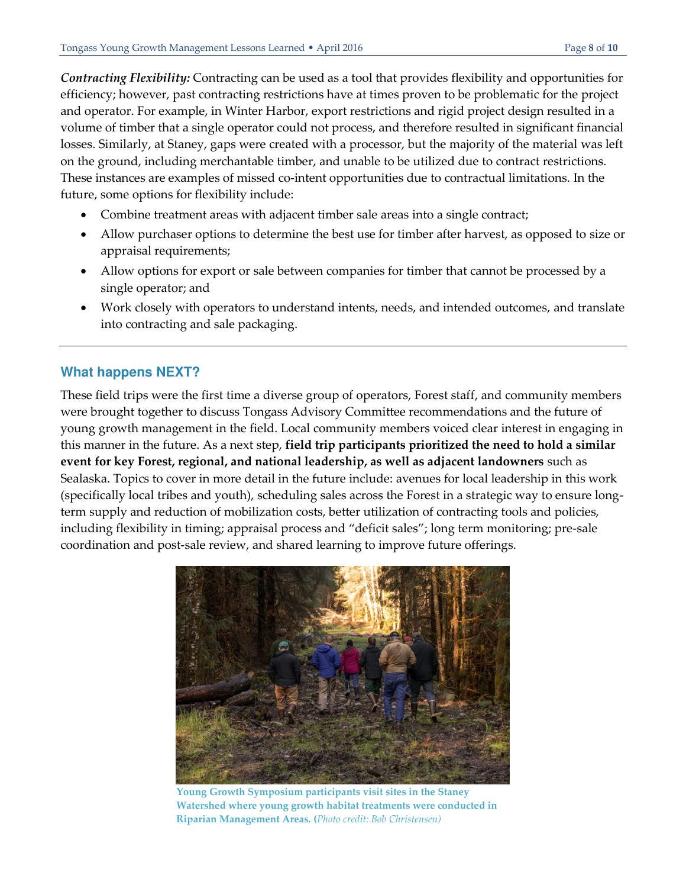***Contracting Flexibility:*** Contracting can be used as a tool that provides flexibility and opportunities for efficiency; however, past contracting restrictions have at times proven to be problematic for the project and operator. For example, in Winter Harbor, export restrictions and rigid project design resulted in a volume of timber that a single operator could not process, and therefore resulted in significant financial losses. Similarly, at Staney, gaps were created with a processor, but the majority of the material was left on the ground, including merchantable timber, and unable to be utilized due to contract restrictions. These instances are examples of missed co-intent opportunities due to contractual limitations. In the future, some options for flexibility include:

- Combine treatment areas with adjacent timber sale areas into a single contract;
- Allow purchaser options to determine the best use for timber after harvest, as opposed to size or appraisal requirements;
- Allow options for export or sale between companies for timber that cannot be processed by a single operator; and
- Work closely with operators to understand intents, needs, and intended outcomes, and translate into contracting and sale packaging.

---

## What happens NEXT?

These field trips were the first time a diverse group of operators, Forest staff, and community members were brought together to discuss Tongass Advisory Committee recommendations and the future of young growth management in the field. Local community members voiced clear interest in engaging in this manner in the future. As a next step, **field trip participants prioritized the need to hold a similar event for key Forest, regional, and national leadership, as well as adjacent landowners** such as Sealaska. Topics to cover in more detail in the future include: avenues for local leadership in this work (specifically local tribes and youth), scheduling sales across the Forest in a strategic way to ensure long-term supply and reduction of mobilization costs, better utilization of contracting tools and policies, including flexibility in timing; appraisal process and "deficit sales"; long term monitoring; pre-sale coordination and post-sale review, and shared learning to improve future offerings.

**Young Growth Symposium participants visit sites in the Staney Watershed where young growth habitat treatments were conducted in Riparian Management Areas.** (*Photo credit: Bob Christensen)*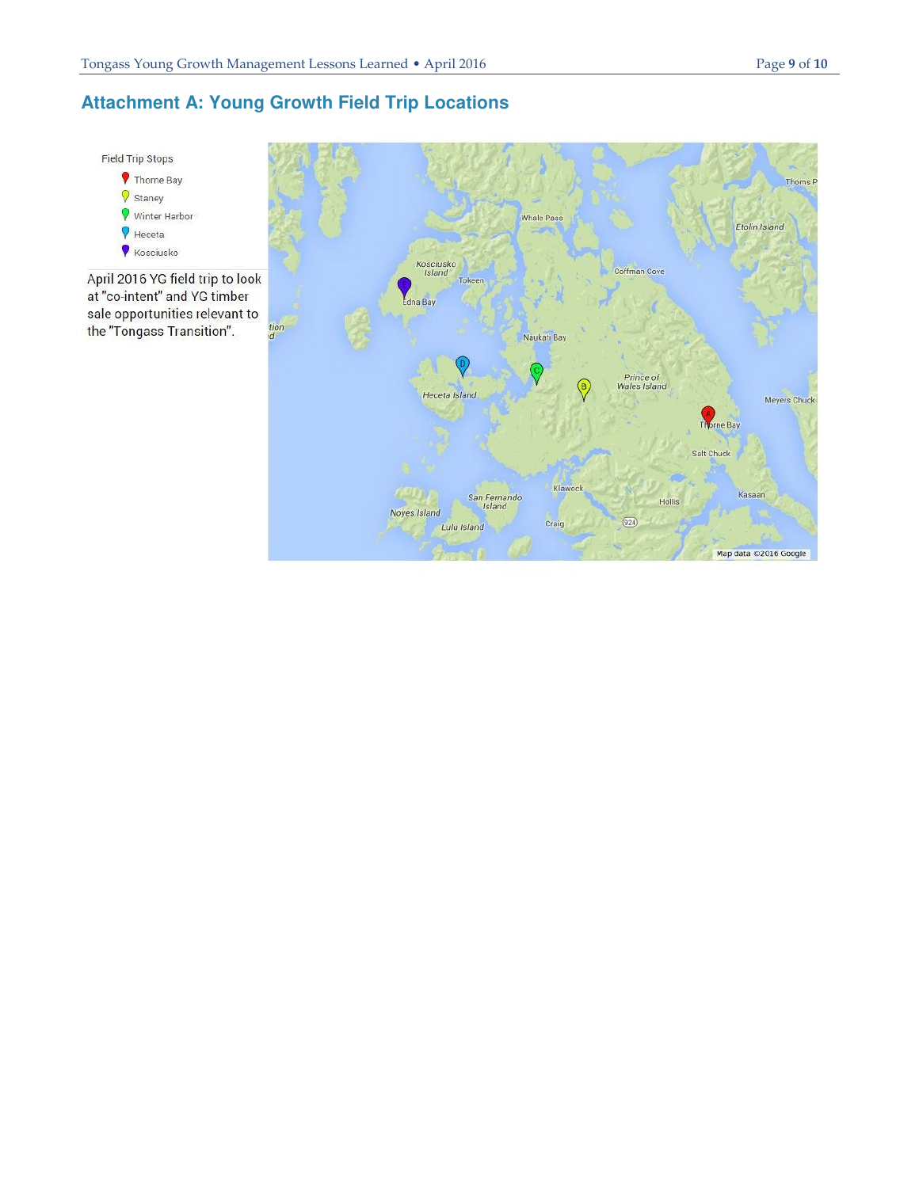## Attachment A: Young Growth Field Trip Locations

Field Trip Stops

- Thorne Bay
- Staney
- Winter Harbor
- Heceta
- Kosciusko

April 2016 YG field trip to look at "co-intent" and YG timber sale opportunities relevant to the "Tongass Transition".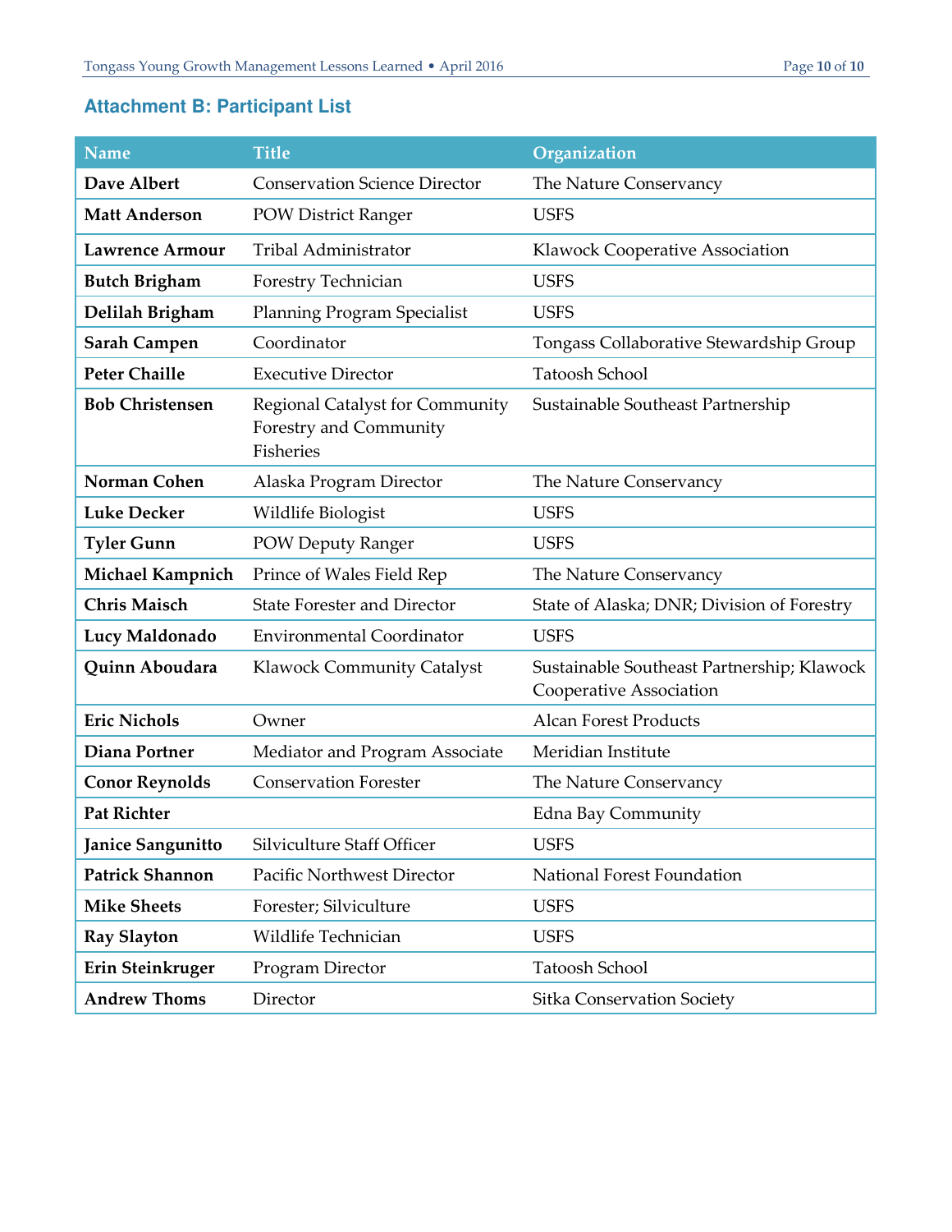### Attachment B: Participant List

| Name | Title | Organization |
|---|---|---|
| **Dave Albert** | Conservation Science Director | The Nature Conservancy |
| **Matt Anderson** | POW District Ranger | USFS |
| **Lawrence Armour** | Tribal Administrator | Klawock Cooperative Association |
| **Butch Brigham** | Forestry Technician | USFS |
| **Delilah Brigham** | Planning Program Specialist | USFS |
| **Sarah Campen** | Coordinator | Tongass Collaborative Stewardship Group |
| **Peter Chaille** | Executive Director | Tatoosh School |
| **Bob Christensen** | Regional Catalyst for Community Forestry and Community Fisheries | Sustainable Southeast Partnership |
| **Norman Cohen** | Alaska Program Director | The Nature Conservancy |
| **Luke Decker** | Wildlife Biologist | USFS |
| **Tyler Gunn** | POW Deputy Ranger | USFS |
| **Michael Kampnich** | Prince of Wales Field Rep | The Nature Conservancy |
| **Chris Maisch** | State Forester and Director | State of Alaska; DNR; Division of Forestry |
| **Lucy Maldonado** | Environmental Coordinator | USFS |
| **Quinn Aboudara** | Klawock Community Catalyst | Sustainable Southeast Partnership; Klawock Cooperative Association |
| **Eric Nichols** | Owner | Alcan Forest Products |
| **Diana Portner** | Mediator and Program Associate | Meridian Institute |
| **Conor Reynolds** | Conservation Forester | The Nature Conservancy |
| **Pat Richter** | | Edna Bay Community |
| **Janice Sangunitto** | Silviculture Staff Officer | USFS |
| **Patrick Shannon** | Pacific Northwest Director | National Forest Foundation |
| **Mike Sheets** | Forester; Silviculture | USFS |
| **Ray Slayton** | Wildlife Technician | USFS |
| **Erin Steinkruger** | Program Director | Tatoosh School |
| **Andrew Thoms** | Director | Sitka Conservation Society |